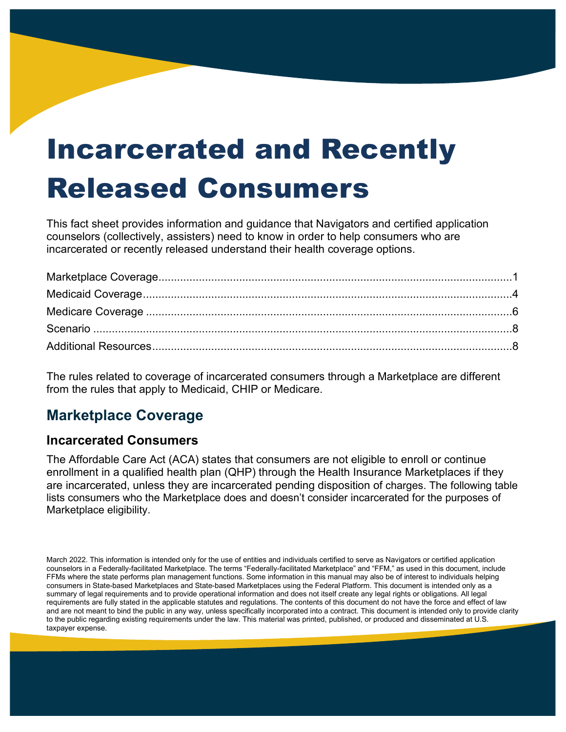# Incarcerated and Recently Released Consumers

This fact sheet provides information and guidance that Navigators and certified application counselors (collectively, assisters) need to know in order to help consumers who are incarcerated or recently released understand their health coverage options.

- Marketplace Coverage .......... 1
- Medicaid Coverage .......... 4
- Medicare Coverage .......... 6
- Scenario .......... 8
- Additional Resources .......... 8

The rules related to coverage of incarcerated consumers through a Marketplace are different from the rules that apply to Medicaid, CHIP or Medicare.

## Marketplace Coverage

### Incarcerated Consumers

The Affordable Care Act (ACA) states that consumers are not eligible to enroll or continue enrollment in a qualified health plan (QHP) through the Health Insurance Marketplaces if they are incarcerated, unless they are incarcerated pending disposition of charges. The following table lists consumers who the Marketplace does and doesn't consider incarcerated for the purposes of Marketplace eligibility.

March 2022. This information is intended only for the use of entities and individuals certified to serve as Navigators or certified application counselors in a Federally-facilitated Marketplace. The terms "Federally-facilitated Marketplace" and "FFM," as used in this document, include FFMs where the state performs plan management functions. Some information in this manual may also be of interest to individuals helping consumers in State-based Marketplaces and State-based Marketplaces using the Federal Platform. This document is intended only as a summary of legal requirements and to provide operational information and does not itself create any legal rights or obligations. All legal requirements are fully stated in the applicable statutes and regulations. The contents of this document do not have the force and effect of law and are not meant to bind the public in any way, unless specifically incorporated into a contract. This document is intended only to provide clarity to the public regarding existing requirements under the law. This material was printed, published, or produced and disseminated at U.S. taxpayer expense.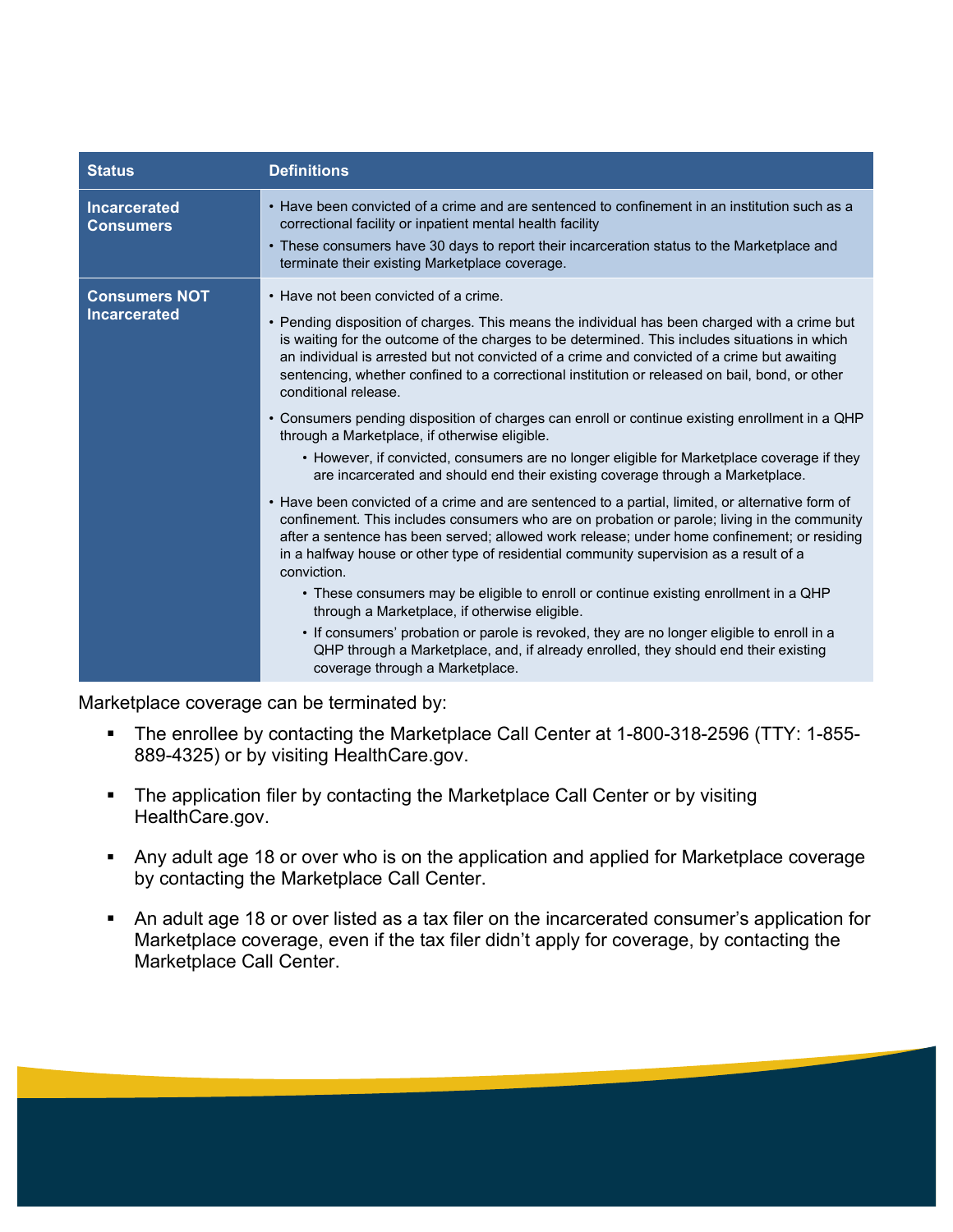| Status | Definitions |
| --- | --- |
| **Incarcerated Consumers** | • Have been convicted of a crime and are sentenced to confinement in an institution such as a correctional facility or inpatient mental health facility<br>• These consumers have 30 days to report their incarceration status to the Marketplace and terminate their existing Marketplace coverage. |
| **Consumers NOT Incarcerated** | • Have not been convicted of a crime.<br>• Pending disposition of charges. This means the individual has been charged with a crime but is waiting for the outcome of the charges to be determined. This includes situations in which an individual is arrested but not convicted of a crime and convicted of a crime but awaiting sentencing, whether confined to a correctional institution or released on bail, bond, or other conditional release.<br>• Consumers pending disposition of charges can enroll or continue existing enrollment in a QHP through a Marketplace, if otherwise eligible.<br>&nbsp;&nbsp;&nbsp;&nbsp;• However, if convicted, consumers are no longer eligible for Marketplace coverage if they are incarcerated and should end their existing coverage through a Marketplace.<br>• Have been convicted of a crime and are sentenced to a partial, limited, or alternative form of confinement. This includes consumers who are on probation or parole; living in the community after a sentence has been served; allowed work release; under home confinement; or residing in a halfway house or other type of residential community supervision as a result of a conviction.<br>&nbsp;&nbsp;&nbsp;&nbsp;• These consumers may be eligible to enroll or continue existing enrollment in a QHP through a Marketplace, if otherwise eligible.<br>&nbsp;&nbsp;&nbsp;&nbsp;• If consumers' probation or parole is revoked, they are no longer eligible to enroll in a QHP through a Marketplace, and, if already enrolled, they should end their existing coverage through a Marketplace. |

Marketplace coverage can be terminated by:

- The enrollee by contacting the Marketplace Call Center at 1-800-318-2596 (TTY: 1-855-889-4325) or by visiting HealthCare.gov.
- The application filer by contacting the Marketplace Call Center or by visiting HealthCare.gov.
- Any adult age 18 or over who is on the application and applied for Marketplace coverage by contacting the Marketplace Call Center.
- An adult age 18 or over listed as a tax filer on the incarcerated consumer's application for Marketplace coverage, even if the tax filer didn't apply for coverage, by contacting the Marketplace Call Center.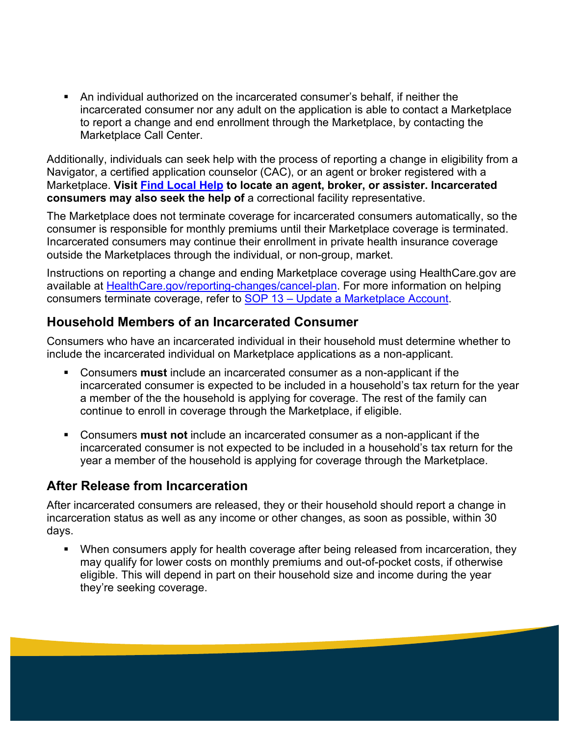- An individual authorized on the incarcerated consumer's behalf, if neither the incarcerated consumer nor any adult on the application is able to contact a Marketplace to report a change and end enrollment through the Marketplace, by contacting the Marketplace Call Center.

Additionally, individuals can seek help with the process of reporting a change in eligibility from a Navigator, a certified application counselor (CAC), or an agent or broker registered with a Marketplace. **Visit [Find Local Help](#) to locate an agent, broker, or assister. Incarcerated consumers may also seek the help of** a correctional facility representative.

The Marketplace does not terminate coverage for incarcerated consumers automatically, so the consumer is responsible for monthly premiums until their Marketplace coverage is terminated. Incarcerated consumers may continue their enrollment in private health insurance coverage outside the Marketplaces through the individual, or non-group, market.

Instructions on reporting a change and ending Marketplace coverage using HealthCare.gov are available at [HealthCare.gov/reporting-changes/cancel-plan](#). For more information on helping consumers terminate coverage, refer to [SOP 13 – Update a Marketplace Account](#).

## Household Members of an Incarcerated Consumer

Consumers who have an incarcerated individual in their household must determine whether to include the incarcerated individual on Marketplace applications as a non-applicant.

- Consumers **must** include an incarcerated consumer as a non-applicant if the incarcerated consumer is expected to be included in a household's tax return for the year a member of the the household is applying for coverage. The rest of the family can continue to enroll in coverage through the Marketplace, if eligible.

- Consumers **must not** include an incarcerated consumer as a non-applicant if the incarcerated consumer is not expected to be included in a household's tax return for the year a member of the household is applying for coverage through the Marketplace.

## After Release from Incarceration

After incarcerated consumers are released, they or their household should report a change in incarceration status as well as any income or other changes, as soon as possible, within 30 days.

- When consumers apply for health coverage after being released from incarceration, they may qualify for lower costs on monthly premiums and out-of-pocket costs, if otherwise eligible. This will depend in part on their household size and income during the year they're seeking coverage.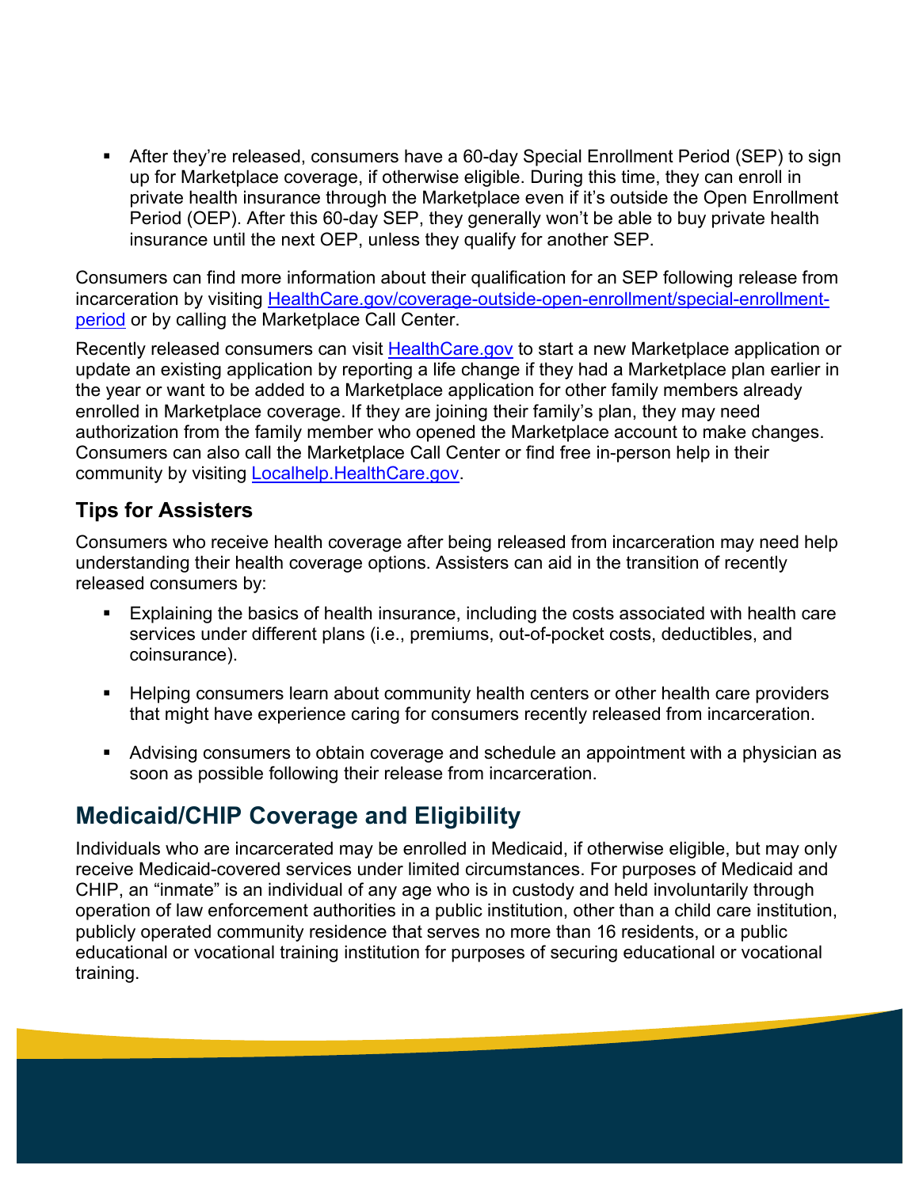- After they're released, consumers have a 60-day Special Enrollment Period (SEP) to sign up for Marketplace coverage, if otherwise eligible. During this time, they can enroll in private health insurance through the Marketplace even if it's outside the Open Enrollment Period (OEP). After this 60-day SEP, they generally won't be able to buy private health insurance until the next OEP, unless they qualify for another SEP.

Consumers can find more information about their qualification for an SEP following release from incarceration by visiting [HealthCare.gov/coverage-outside-open-enrollment/special-enrollment-period](https://HealthCare.gov/coverage-outside-open-enrollment/special-enrollment-period) or by calling the Marketplace Call Center.

Recently released consumers can visit [HealthCare.gov](https://HealthCare.gov) to start a new Marketplace application or update an existing application by reporting a life change if they had a Marketplace plan earlier in the year or want to be added to a Marketplace application for other family members already enrolled in Marketplace coverage. If they are joining their family's plan, they may need authorization from the family member who opened the Marketplace account to make changes. Consumers can also call the Marketplace Call Center or find free in-person help in their community by visiting [Localhelp.HealthCare.gov](https://Localhelp.HealthCare.gov).

### Tips for Assisters

Consumers who receive health coverage after being released from incarceration may need help understanding their health coverage options. Assisters can aid in the transition of recently released consumers by:

- Explaining the basics of health insurance, including the costs associated with health care services under different plans (i.e., premiums, out-of-pocket costs, deductibles, and coinsurance).
- Helping consumers learn about community health centers or other health care providers that might have experience caring for consumers recently released from incarceration.
- Advising consumers to obtain coverage and schedule an appointment with a physician as soon as possible following their release from incarceration.

## Medicaid/CHIP Coverage and Eligibility

Individuals who are incarcerated may be enrolled in Medicaid, if otherwise eligible, but may only receive Medicaid-covered services under limited circumstances. For purposes of Medicaid and CHIP, an "inmate" is an individual of any age who is in custody and held involuntarily through operation of law enforcement authorities in a public institution, other than a child care institution, publicly operated community residence that serves no more than 16 residents, or a public educational or vocational training institution for purposes of securing educational or vocational training.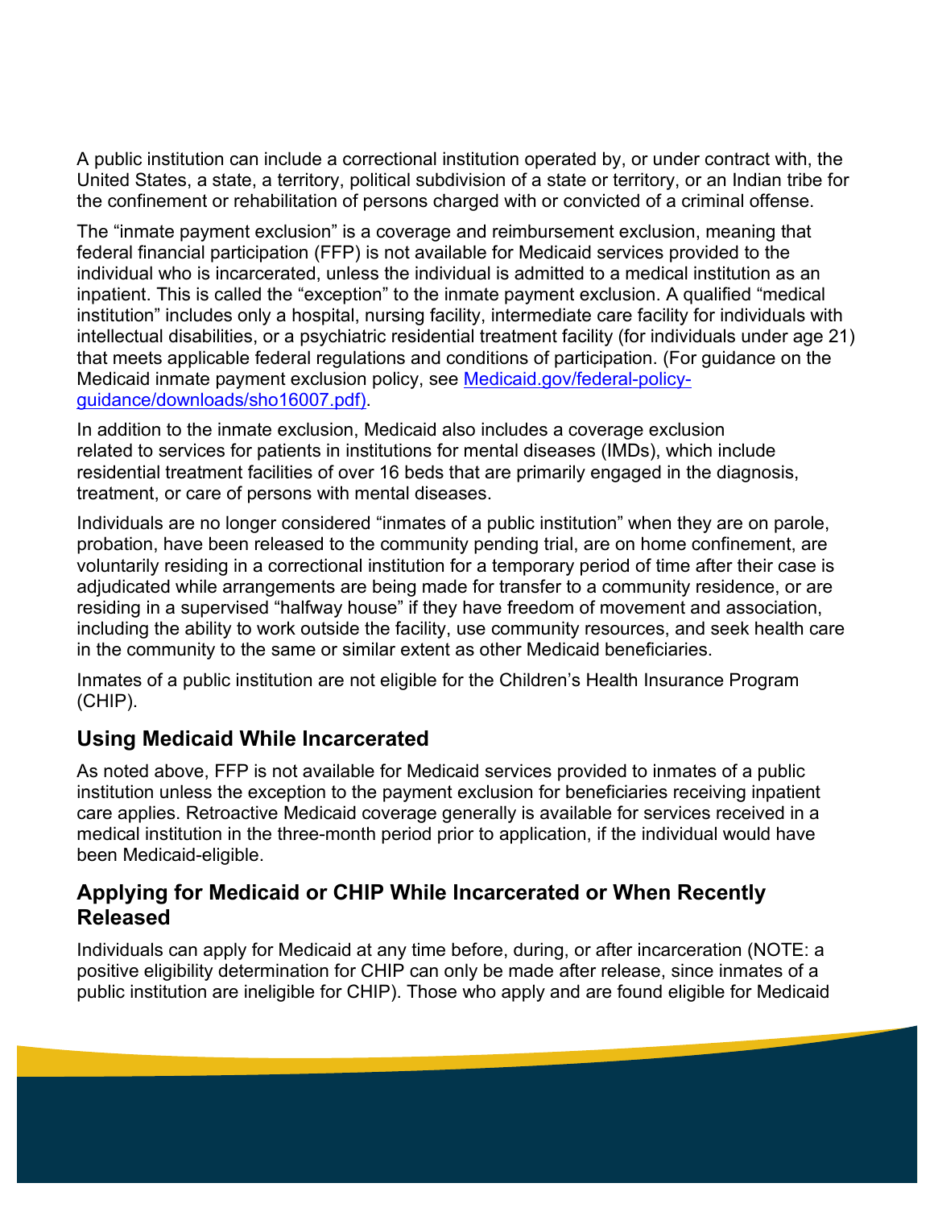A public institution can include a correctional institution operated by, or under contract with, the United States, a state, a territory, political subdivision of a state or territory, or an Indian tribe for the confinement or rehabilitation of persons charged with or convicted of a criminal offense.

The "inmate payment exclusion" is a coverage and reimbursement exclusion, meaning that federal financial participation (FFP) is not available for Medicaid services provided to the individual who is incarcerated, unless the individual is admitted to a medical institution as an inpatient. This is called the "exception" to the inmate payment exclusion. A qualified "medical institution" includes only a hospital, nursing facility, intermediate care facility for individuals with intellectual disabilities, or a psychiatric residential treatment facility (for individuals under age 21) that meets applicable federal regulations and conditions of participation. (For guidance on the Medicaid inmate payment exclusion policy, see [Medicaid.gov/federal-policy-guidance/downloads/sho16007.pdf)](Medicaid.gov/federal-policy-guidance/downloads/sho16007.pdf).

In addition to the inmate exclusion, Medicaid also includes a coverage exclusion related to services for patients in institutions for mental diseases (IMDs), which include residential treatment facilities of over 16 beds that are primarily engaged in the diagnosis, treatment, or care of persons with mental diseases.

Individuals are no longer considered "inmates of a public institution" when they are on parole, probation, have been released to the community pending trial, are on home confinement, are voluntarily residing in a correctional institution for a temporary period of time after their case is adjudicated while arrangements are being made for transfer to a community residence, or are residing in a supervised "halfway house" if they have freedom of movement and association, including the ability to work outside the facility, use community resources, and seek health care in the community to the same or similar extent as other Medicaid beneficiaries.

Inmates of a public institution are not eligible for the Children's Health Insurance Program (CHIP).

## Using Medicaid While Incarcerated

As noted above, FFP is not available for Medicaid services provided to inmates of a public institution unless the exception to the payment exclusion for beneficiaries receiving inpatient care applies. Retroactive Medicaid coverage generally is available for services received in a medical institution in the three-month period prior to application, if the individual would have been Medicaid-eligible.

## Applying for Medicaid or CHIP While Incarcerated or When Recently Released

Individuals can apply for Medicaid at any time before, during, or after incarceration (NOTE: a positive eligibility determination for CHIP can only be made after release, since inmates of a public institution are ineligible for CHIP). Those who apply and are found eligible for Medicaid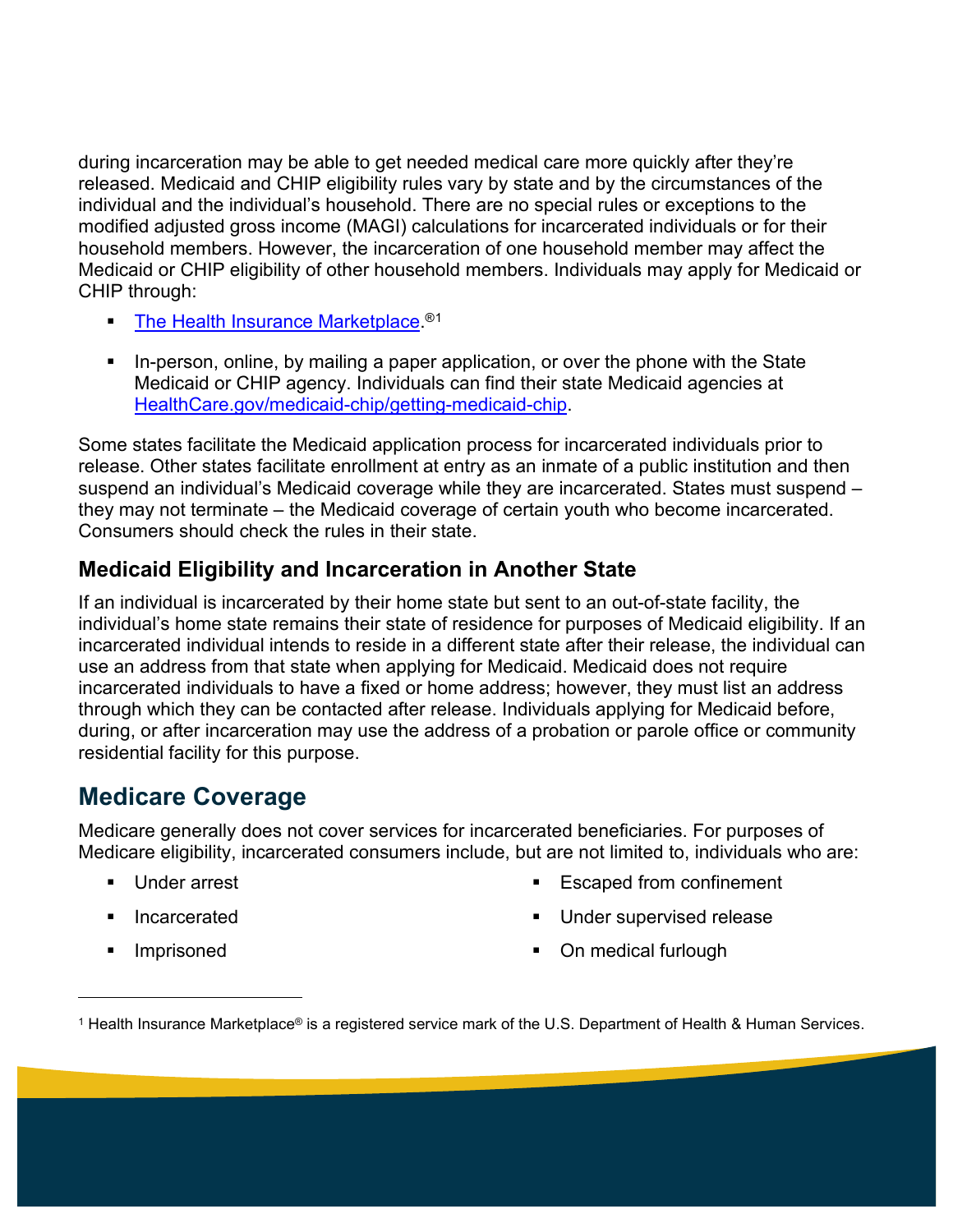during incarceration may be able to get needed medical care more quickly after they're released. Medicaid and CHIP eligibility rules vary by state and by the circumstances of the individual and the individual's household. There are no special rules or exceptions to the modified adjusted gross income (MAGI) calculations for incarcerated individuals or for their household members. However, the incarceration of one household member may affect the Medicaid or CHIP eligibility of other household members. Individuals may apply for Medicaid or CHIP through:

- [The Health Insurance Marketplace](https://www.healthcare.gov).®[1]
- In-person, online, by mailing a paper application, or over the phone with the State Medicaid or CHIP agency. Individuals can find their state Medicaid agencies at [HealthCare.gov/medicaid-chip/getting-medicaid-chip](https://www.healthcare.gov/medicaid-chip/getting-medicaid-chip).

Some states facilitate the Medicaid application process for incarcerated individuals prior to release. Other states facilitate enrollment at entry as an inmate of a public institution and then suspend an individual's Medicaid coverage while they are incarcerated. States must suspend – they may not terminate – the Medicaid coverage of certain youth who become incarcerated. Consumers should check the rules in their state.

### Medicaid Eligibility and Incarceration in Another State

If an individual is incarcerated by their home state but sent to an out-of-state facility, the individual's home state remains their state of residence for purposes of Medicaid eligibility. If an incarcerated individual intends to reside in a different state after their release, the individual can use an address from that state when applying for Medicaid. Medicaid does not require incarcerated individuals to have a fixed or home address; however, they must list an address through which they can be contacted after release. Individuals applying for Medicaid before, during, or after incarceration may use the address of a probation or parole office or community residential facility for this purpose.

## Medicare Coverage

Medicare generally does not cover services for incarcerated beneficiaries. For purposes of Medicare eligibility, incarcerated consumers include, but are not limited to, individuals who are:

- Under arrest
- Incarcerated
- Imprisoned
- Escaped from confinement
- Under supervised release
- On medical furlough

---

[1] Health Insurance Marketplace® is a registered service mark of the U.S. Department of Health & Human Services.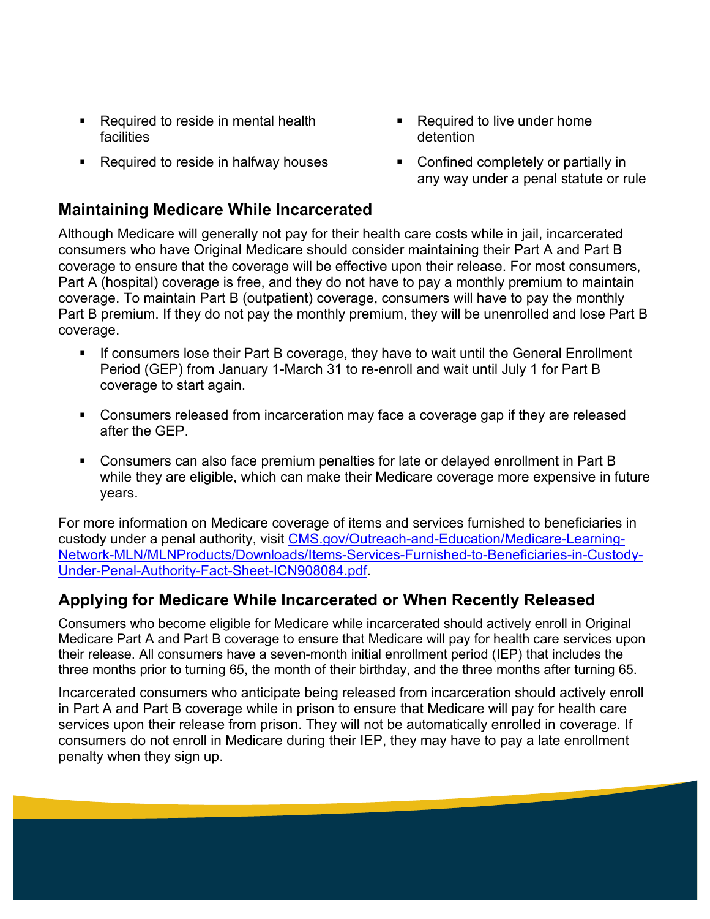- Required to reside in mental health facilities
- Required to reside in halfway houses
- Required to live under home detention
- Confined completely or partially in any way under a penal statute or rule

## Maintaining Medicare While Incarcerated

Although Medicare will generally not pay for their health care costs while in jail, incarcerated consumers who have Original Medicare should consider maintaining their Part A and Part B coverage to ensure that the coverage will be effective upon their release. For most consumers, Part A (hospital) coverage is free, and they do not have to pay a monthly premium to maintain coverage. To maintain Part B (outpatient) coverage, consumers will have to pay the monthly Part B premium. If they do not pay the monthly premium, they will be unenrolled and lose Part B coverage.

- If consumers lose their Part B coverage, they have to wait until the General Enrollment Period (GEP) from January 1-March 31 to re-enroll and wait until July 1 for Part B coverage to start again.
- Consumers released from incarceration may face a coverage gap if they are released after the GEP.
- Consumers can also face premium penalties for late or delayed enrollment in Part B while they are eligible, which can make their Medicare coverage more expensive in future years.

For more information on Medicare coverage of items and services furnished to beneficiaries in custody under a penal authority, visit [CMS.gov/Outreach-and-Education/Medicare-Learning-Network-MLN/MLNProducts/Downloads/Items-Services-Furnished-to-Beneficiaries-in-Custody-Under-Penal-Authority-Fact-Sheet-ICN908084.pdf](https://www.cms.gov/Outreach-and-Education/Medicare-Learning-Network-MLN/MLNProducts/Downloads/Items-Services-Furnished-to-Beneficiaries-in-Custody-Under-Penal-Authority-Fact-Sheet-ICN908084.pdf).

## Applying for Medicare While Incarcerated or When Recently Released

Consumers who become eligible for Medicare while incarcerated should actively enroll in Original Medicare Part A and Part B coverage to ensure that Medicare will pay for health care services upon their release. All consumers have a seven-month initial enrollment period (IEP) that includes the three months prior to turning 65, the month of their birthday, and the three months after turning 65.

Incarcerated consumers who anticipate being released from incarceration should actively enroll in Part A and Part B coverage while in prison to ensure that Medicare will pay for health care services upon their release from prison. They will not be automatically enrolled in coverage. If consumers do not enroll in Medicare during their IEP, they may have to pay a late enrollment penalty when they sign up.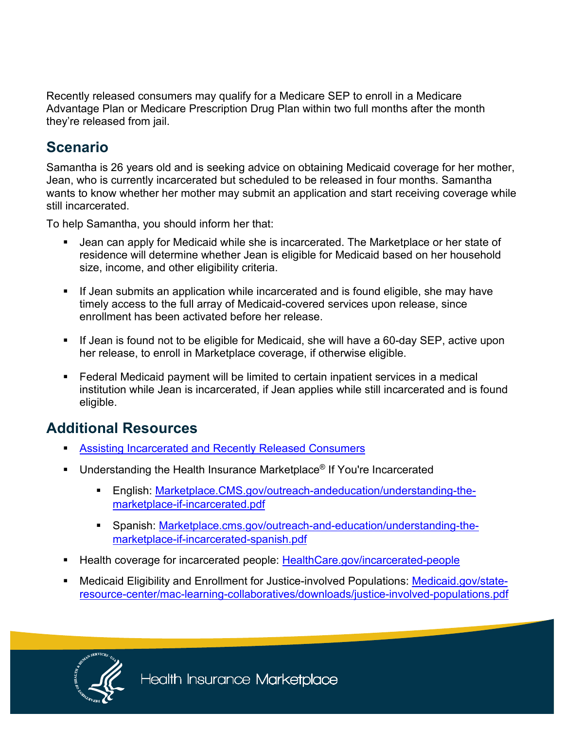Recently released consumers may qualify for a Medicare SEP to enroll in a Medicare Advantage Plan or Medicare Prescription Drug Plan within two full months after the month they're released from jail.

## Scenario

Samantha is 26 years old and is seeking advice on obtaining Medicaid coverage for her mother, Jean, who is currently incarcerated but scheduled to be released in four months. Samantha wants to know whether her mother may submit an application and start receiving coverage while still incarcerated.

To help Samantha, you should inform her that:

- Jean can apply for Medicaid while she is incarcerated. The Marketplace or her state of residence will determine whether Jean is eligible for Medicaid based on her household size, income, and other eligibility criteria.
- If Jean submits an application while incarcerated and is found eligible, she may have timely access to the full array of Medicaid-covered services upon release, since enrollment has been activated before her release.
- If Jean is found not to be eligible for Medicaid, she will have a 60-day SEP, active upon her release, to enroll in Marketplace coverage, if otherwise eligible.
- Federal Medicaid payment will be limited to certain inpatient services in a medical institution while Jean is incarcerated, if Jean applies while still incarcerated and is found eligible.

## Additional Resources

- Assisting Incarcerated and Recently Released Consumers
- Understanding the Health Insurance Marketplace® If You're Incarcerated
  - English: Marketplace.CMS.gov/outreach-andeducation/understanding-the-marketplace-if-incarcerated.pdf
  - Spanish: Marketplace.cms.gov/outreach-and-education/understanding-the-marketplace-if-incarcerated-spanish.pdf
- Health coverage for incarcerated people: HealthCare.gov/incarcerated-people
- Medicaid Eligibility and Enrollment for Justice-involved Populations: Medicaid.gov/state-resource-center/mac-learning-collaboratives/downloads/justice-involved-populations.pdf